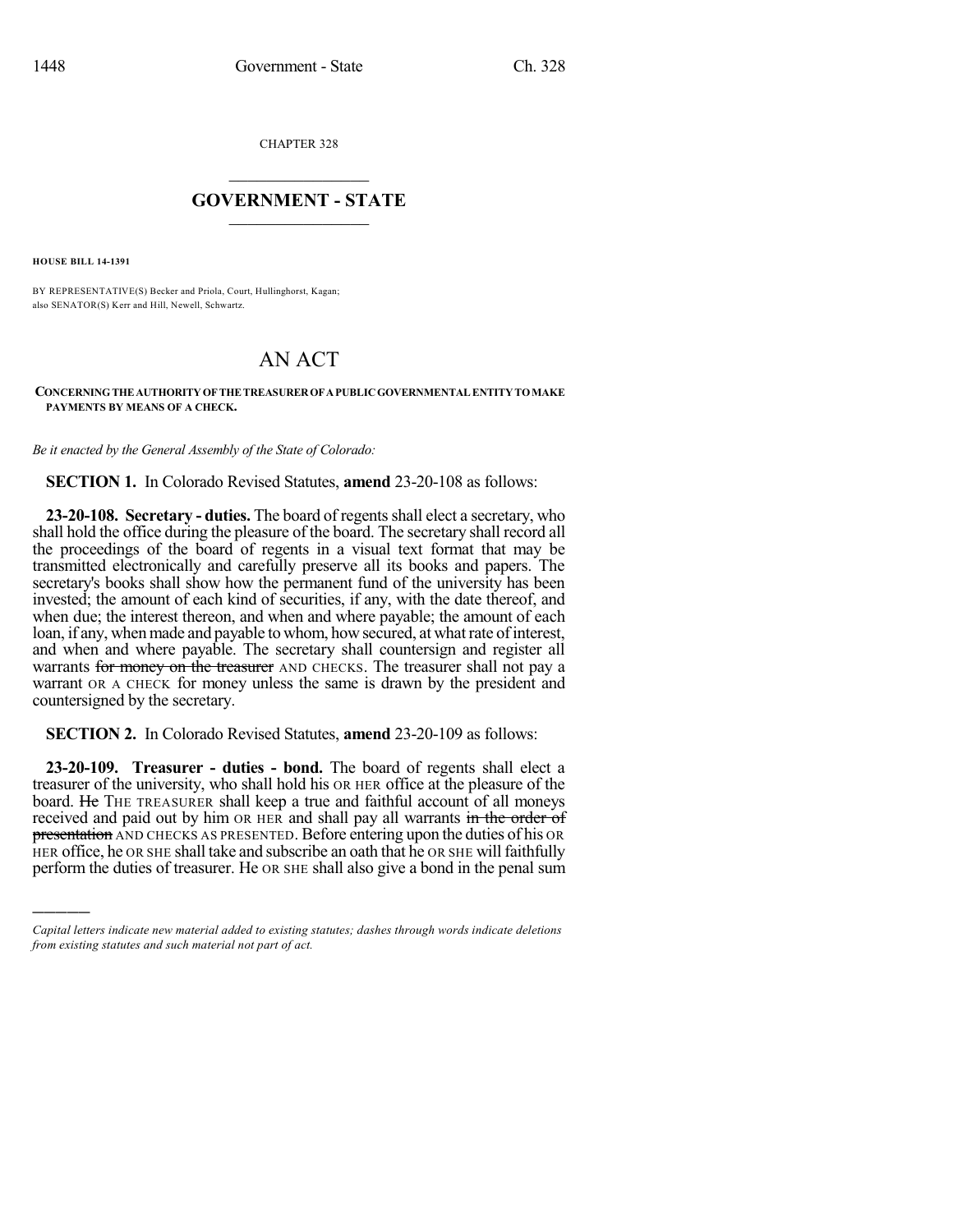CHAPTER 328

# GOVERNMENT - STATE

**HOUSE BILL 14-1391**

BY REPRESENTATIVE(S) Becker and Priola, Court, Hullinghorst, Kagan; also SENATOR(S) Kerr and Hill, Newell, Schwartz.

# AN ACT

**CONCERNING THE AUTHORITY OF THE TREASURER OF A PUBLIC GOVERNMENTAL ENTITY TO MAKE PAYMENTS BY MEANS OF A CHECK.**

*Be it enacted by the General Assembly of the State of Colorado:*

**SECTION 1.** In Colorado Revised Statutes, **amend** 23-20-108 as follows:

**23-20-108. Secretary - duties.** The board of regents shall elect a secretary, who shall hold the office during the pleasure of the board. The secretary shall record all the proceedings of the board of regents in a visual text format that may be transmitted electronically and carefully preserve all its books and papers. The secretary's books shall show how the permanent fund of the university has been invested; the amount of each kind of securities, if any, with the date thereof, and when due; the interest thereon, and when and where payable; the amount of each loan, if any, when made and payable to whom, how secured, at what rate of interest, and when and where payable. The secretary shall countersign and register all warrants ~~for money on the treasurer~~ AND CHECKS. The treasurer shall not pay a warrant OR A CHECK for money unless the same is drawn by the president and countersigned by the secretary.

**SECTION 2.** In Colorado Revised Statutes, **amend** 23-20-109 as follows:

**23-20-109. Treasurer - duties - bond.** The board of regents shall elect a treasurer of the university, who shall hold his OR HER office at the pleasure of the board. ~~He~~ THE TREASURER shall keep a true and faithful account of all moneys received and paid out by him OR HER and shall pay all warrants ~~in the order of presentation~~ AND CHECKS AS PRESENTED. Before entering upon the duties of his OR HER office, he OR SHE shall take and subscribe an oath that he OR SHE will faithfully perform the duties of treasurer. He OR SHE shall also give a bond in the penal sum

---

*Capital letters indicate new material added to existing statutes; dashes through words indicate deletions from existing statutes and such material not part of act.*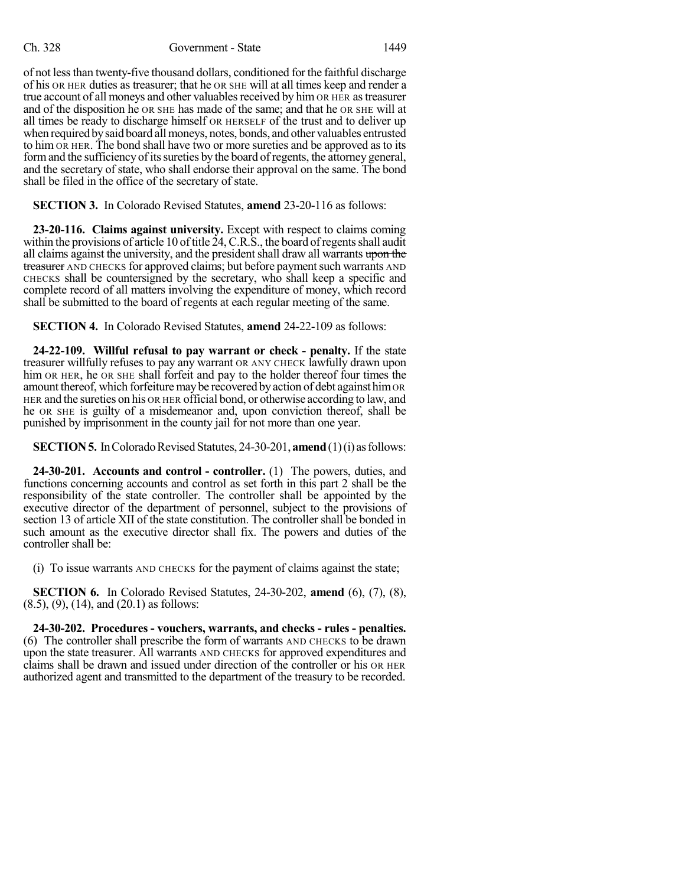of not less than twenty-five thousand dollars, conditioned for the faithful discharge of his OR HER duties as treasurer; that he OR SHE will at all times keep and render a true account of all moneys and other valuables received by him OR HER as treasurer and of the disposition he OR SHE has made of the same; and that he OR SHE will at all times be ready to discharge himself OR HERSELF of the trust and to deliver up when required by said board all moneys, notes, bonds, and other valuables entrusted to him OR HER. The bond shall have two or more sureties and be approved as to its form and the sufficiency of its sureties by the board of regents, the attorney general, and the secretary of state, who shall endorse their approval on the same. The bond shall be filed in the office of the secretary of state.

**SECTION 3.** In Colorado Revised Statutes, **amend** 23-20-116 as follows:

**23-20-116. Claims against university.** Except with respect to claims coming within the provisions of article 10 of title 24, C.R.S., the board of regents shall audit all claims against the university, and the president shall draw all warrants ~~upon the treasurer~~ AND CHECKS for approved claims; but before payment such warrants AND CHECKS shall be countersigned by the secretary, who shall keep a specific and complete record of all matters involving the expenditure of money, which record shall be submitted to the board of regents at each regular meeting of the same.

**SECTION 4.** In Colorado Revised Statutes, **amend** 24-22-109 as follows:

**24-22-109. Willful refusal to pay warrant or check - penalty.** If the state treasurer willfully refuses to pay any warrant OR ANY CHECK lawfully drawn upon him OR HER, he OR SHE shall forfeit and pay to the holder thereof four times the amount thereof, which forfeiture may be recovered by action of debt against him OR HER and the sureties on his OR HER official bond, or otherwise according to law, and he OR SHE is guilty of a misdemeanor and, upon conviction thereof, shall be punished by imprisonment in the county jail for not more than one year.

**SECTION 5.** In Colorado Revised Statutes, 24-30-201, **amend** (1)(i) as follows:

**24-30-201. Accounts and control - controller.** (1) The powers, duties, and functions concerning accounts and control as set forth in this part 2 shall be the responsibility of the state controller. The controller shall be appointed by the executive director of the department of personnel, subject to the provisions of section 13 of article XII of the state constitution. The controller shall be bonded in such amount as the executive director shall fix. The powers and duties of the controller shall be:

(i) To issue warrants AND CHECKS for the payment of claims against the state;

**SECTION 6.** In Colorado Revised Statutes, 24-30-202, **amend** (6), (7), (8), (8.5), (9), (14), and (20.1) as follows:

**24-30-202. Procedures - vouchers, warrants, and checks - rules - penalties.** (6) The controller shall prescribe the form of warrants AND CHECKS to be drawn upon the state treasurer. All warrants AND CHECKS for approved expenditures and claims shall be drawn and issued under direction of the controller or his OR HER authorized agent and transmitted to the department of the treasury to be recorded.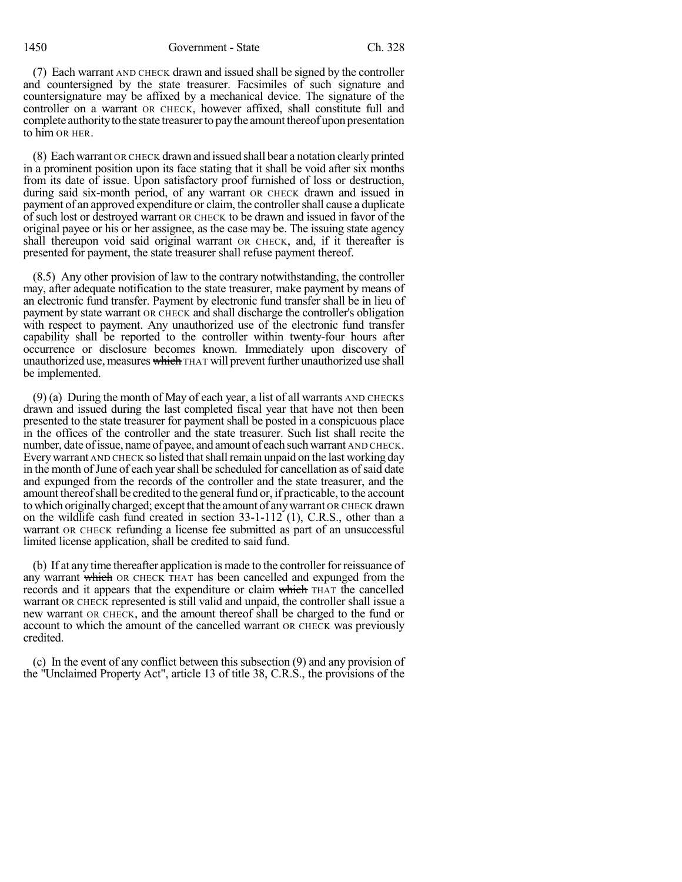(7) Each warrant AND CHECK drawn and issued shall be signed by the controller and countersigned by the state treasurer. Facsimiles of such signature and countersignature may be affixed by a mechanical device. The signature of the controller on a warrant OR CHECK, however affixed, shall constitute full and complete authority to the state treasurer to pay the amount thereof upon presentation to him OR HER.

(8) Each warrant OR CHECK drawn and issued shall bear a notation clearly printed in a prominent position upon its face stating that it shall be void after six months from its date of issue. Upon satisfactory proof furnished of loss or destruction, during said six-month period, of any warrant OR CHECK drawn and issued in payment of an approved expenditure or claim, the controller shall cause a duplicate of such lost or destroyed warrant OR CHECK to be drawn and issued in favor of the original payee or his or her assignee, as the case may be. The issuing state agency shall thereupon void said original warrant OR CHECK, and, if it thereafter is presented for payment, the state treasurer shall refuse payment thereof.

(8.5) Any other provision of law to the contrary notwithstanding, the controller may, after adequate notification to the state treasurer, make payment by means of an electronic fund transfer. Payment by electronic fund transfer shall be in lieu of payment by state warrant OR CHECK and shall discharge the controller's obligation with respect to payment. Any unauthorized use of the electronic fund transfer capability shall be reported to the controller within twenty-four hours after occurrence or disclosure becomes known. Immediately upon discovery of unauthorized use, measures ~~which~~ THAT will prevent further unauthorized use shall be implemented.

(9) (a) During the month of May of each year, a list of all warrants AND CHECKS drawn and issued during the last completed fiscal year that have not then been presented to the state treasurer for payment shall be posted in a conspicuous place in the offices of the controller and the state treasurer. Such list shall recite the number, date of issue, name of payee, and amount of each such warrant AND CHECK. Every warrant AND CHECK so listed that shall remain unpaid on the last working day in the month of June of each year shall be scheduled for cancellation as of said date and expunged from the records of the controller and the state treasurer, and the amount thereof shall be credited to the general fund or, if practicable, to the account to which originally charged; except that the amount of any warrant OR CHECK drawn on the wildlife cash fund created in section 33-1-112 (1), C.R.S., other than a warrant OR CHECK refunding a license fee submitted as part of an unsuccessful limited license application, shall be credited to said fund.

(b) If at any time thereafter application is made to the controller for reissuance of any warrant ~~which~~ OR CHECK THAT has been cancelled and expunged from the records and it appears that the expenditure or claim ~~which~~ THAT the cancelled warrant OR CHECK represented is still valid and unpaid, the controller shall issue a new warrant OR CHECK, and the amount thereof shall be charged to the fund or account to which the amount of the cancelled warrant OR CHECK was previously credited.

(c) In the event of any conflict between this subsection (9) and any provision of the "Unclaimed Property Act", article 13 of title 38, C.R.S., the provisions of the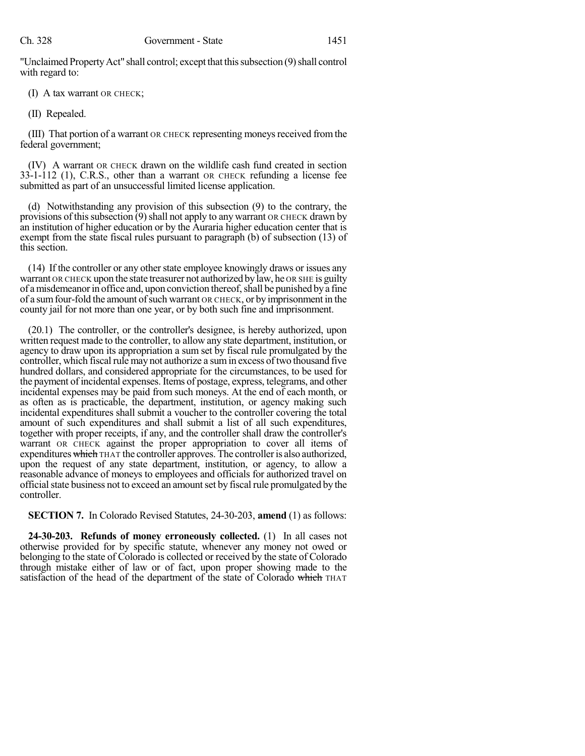"Unclaimed Property Act" shall control; except that this subsection (9) shall control with regard to:

(I) A tax warrant OR CHECK;

(II) Repealed.

(III) That portion of a warrant OR CHECK representing moneys received from the federal government;

(IV) A warrant OR CHECK drawn on the wildlife cash fund created in section 33-1-112 (1), C.R.S., other than a warrant OR CHECK refunding a license fee submitted as part of an unsuccessful limited license application.

(d) Notwithstanding any provision of this subsection (9) to the contrary, the provisions of this subsection (9) shall not apply to any warrant OR CHECK drawn by an institution of higher education or by the Auraria higher education center that is exempt from the state fiscal rules pursuant to paragraph (b) of subsection (13) of this section.

(14) If the controller or any other state employee knowingly draws or issues any warrant OR CHECK upon the state treasurer not authorized by law, he OR SHE is guilty of a misdemeanor in office and, upon conviction thereof, shall be punished by a fine of a sum four-fold the amount of such warrant OR CHECK, or by imprisonment in the county jail for not more than one year, or by both such fine and imprisonment.

(20.1) The controller, or the controller's designee, is hereby authorized, upon written request made to the controller, to allow any state department, institution, or agency to draw upon its appropriation a sum set by fiscal rule promulgated by the controller, which fiscal rule may not authorize a sum in excess of two thousand five hundred dollars, and considered appropriate for the circumstances, to be used for the payment of incidental expenses. Items of postage, express, telegrams, and other incidental expenses may be paid from such moneys. At the end of each month, or as often as is practicable, the department, institution, or agency making such incidental expenditures shall submit a voucher to the controller covering the total amount of such expenditures and shall submit a list of all such expenditures, together with proper receipts, if any, and the controller shall draw the controller's warrant OR CHECK against the proper appropriation to cover all items of expenditures ~~which~~ THAT the controller approves. The controller is also authorized, upon the request of any state department, institution, or agency, to allow a reasonable advance of moneys to employees and officials for authorized travel on official state business not to exceed an amount set by fiscal rule promulgated by the controller.

**SECTION 7.** In Colorado Revised Statutes, 24-30-203, **amend** (1) as follows:

**24-30-203. Refunds of money erroneously collected.** (1) In all cases not otherwise provided for by specific statute, whenever any money not owed or belonging to the state of Colorado is collected or received by the state of Colorado through mistake either of law or of fact, upon proper showing made to the satisfaction of the head of the department of the state of Colorado ~~which~~ THAT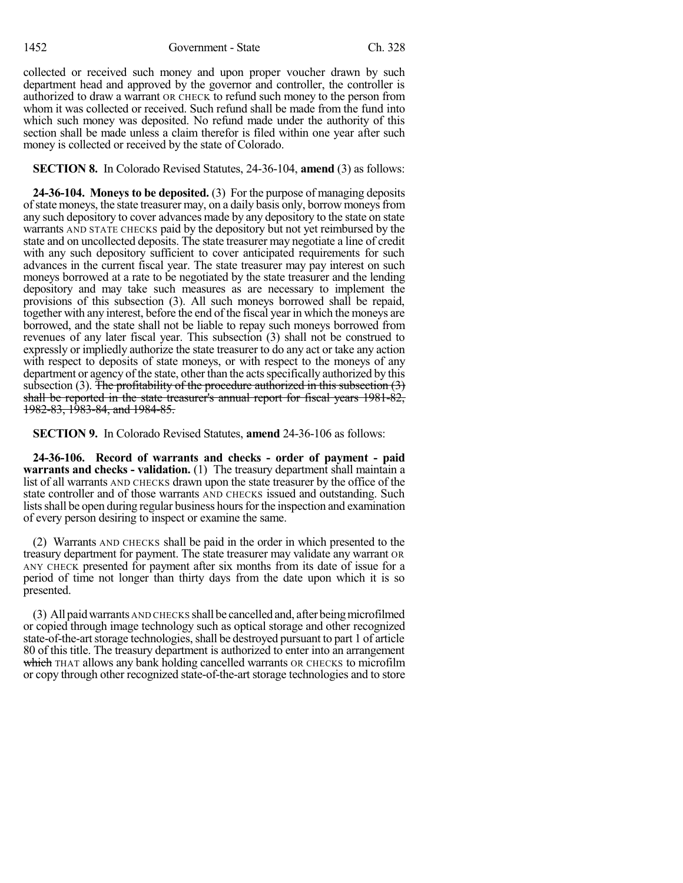collected or received such money and upon proper voucher drawn by such department head and approved by the governor and controller, the controller is authorized to draw a warrant OR CHECK to refund such money to the person from whom it was collected or received. Such refund shall be made from the fund into which such money was deposited. No refund made under the authority of this section shall be made unless a claim therefor is filed within one year after such money is collected or received by the state of Colorado.

**SECTION 8.** In Colorado Revised Statutes, 24-36-104, **amend** (3) as follows:

**24-36-104. Moneys to be deposited.** (3) For the purpose of managing deposits of state moneys, the state treasurer may, on a daily basis only, borrow moneys from any such depository to cover advances made by any depository to the state on state warrants AND STATE CHECKS paid by the depository but not yet reimbursed by the state and on uncollected deposits. The state treasurer may negotiate a line of credit with any such depository sufficient to cover anticipated requirements for such advances in the current fiscal year. The state treasurer may pay interest on such moneys borrowed at a rate to be negotiated by the state treasurer and the lending depository and may take such measures as are necessary to implement the provisions of this subsection (3). All such moneys borrowed shall be repaid, together with any interest, before the end of the fiscal year in which the moneys are borrowed, and the state shall not be liable to repay such moneys borrowed from revenues of any later fiscal year. This subsection (3) shall not be construed to expressly or impliedly authorize the state treasurer to do any act or take any action with respect to deposits of state moneys, or with respect to the moneys of any department or agency of the state, other than the acts specifically authorized by this subsection (3). ~~The profitability of the procedure authorized in this subsection (3) shall be reported in the state treasurer's annual report for fiscal years 1981-82, 1982-83, 1983-84, and 1984-85.~~

**SECTION 9.** In Colorado Revised Statutes, **amend** 24-36-106 as follows:

**24-36-106. Record of warrants and checks - order of payment - paid warrants and checks - validation.** (1) The treasury department shall maintain a list of all warrants AND CHECKS drawn upon the state treasurer by the office of the state controller and of those warrants AND CHECKS issued and outstanding. Such lists shall be open during regular business hours for the inspection and examination of every person desiring to inspect or examine the same.

(2) Warrants AND CHECKS shall be paid in the order in which presented to the treasury department for payment. The state treasurer may validate any warrant OR ANY CHECK presented for payment after six months from its date of issue for a period of time not longer than thirty days from the date upon which it is so presented.

(3) All paid warrants AND CHECKS shall be cancelled and, after being microfilmed or copied through image technology such as optical storage and other recognized state-of-the-art storage technologies, shall be destroyed pursuant to part 1 of article 80 of this title. The treasury department is authorized to enter into an arrangement ~~which~~ THAT allows any bank holding cancelled warrants OR CHECKS to microfilm or copy through other recognized state-of-the-art storage technologies and to store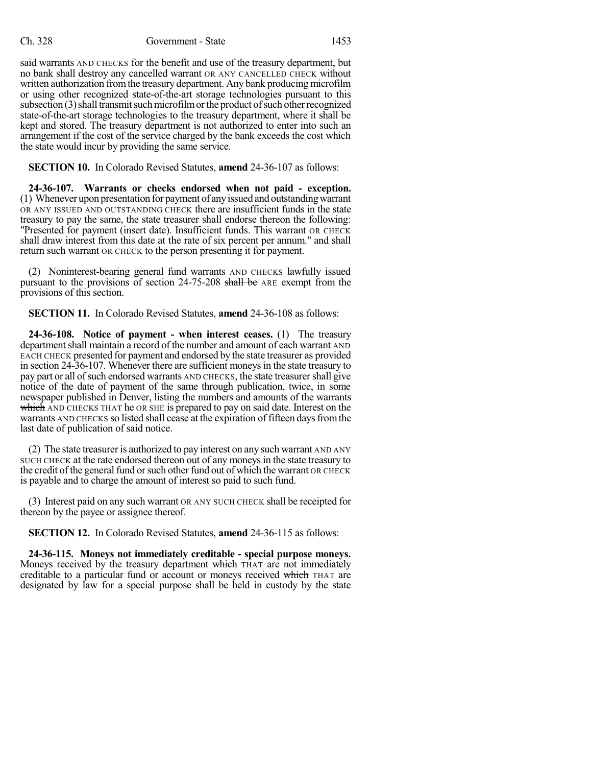said warrants AND CHECKS for the benefit and use of the treasury department, but no bank shall destroy any cancelled warrant OR ANY CANCELLED CHECK without written authorization from the treasury department. Any bank producing microfilm or using other recognized state-of-the-art storage technologies pursuant to this subsection (3) shall transmit such microfilm or the product of such other recognized state-of-the-art storage technologies to the treasury department, where it shall be kept and stored. The treasury department is not authorized to enter into such an arrangement if the cost of the service charged by the bank exceeds the cost which the state would incur by providing the same service.

**SECTION 10.** In Colorado Revised Statutes, **amend** 24-36-107 as follows:

**24-36-107. Warrants or checks endorsed when not paid - exception.** (1) Whenever upon presentation for payment of any issued and outstanding warrant OR ANY ISSUED AND OUTSTANDING CHECK there are insufficient funds in the state treasury to pay the same, the state treasurer shall endorse thereon the following: "Presented for payment (insert date). Insufficient funds. This warrant OR CHECK shall draw interest from this date at the rate of six percent per annum." and shall return such warrant OR CHECK to the person presenting it for payment.

(2) Noninterest-bearing general fund warrants AND CHECKS lawfully issued pursuant to the provisions of section 24-75-208 ~~shall be~~ ARE exempt from the provisions of this section.

**SECTION 11.** In Colorado Revised Statutes, **amend** 24-36-108 as follows:

**24-36-108. Notice of payment - when interest ceases.** (1) The treasury department shall maintain a record of the number and amount of each warrant AND EACH CHECK presented for payment and endorsed by the state treasurer as provided in section 24-36-107. Whenever there are sufficient moneys in the state treasury to pay part or all of such endorsed warrants AND CHECKS, the state treasurer shall give notice of the date of payment of the same through publication, twice, in some newspaper published in Denver, listing the numbers and amounts of the warrants ~~which~~ AND CHECKS THAT he OR SHE is prepared to pay on said date. Interest on the warrants AND CHECKS so listed shall cease at the expiration of fifteen days from the last date of publication of said notice.

(2) The state treasurer is authorized to pay interest on any such warrant AND ANY SUCH CHECK at the rate endorsed thereon out of any moneys in the state treasury to the credit of the general fund or such other fund out of which the warrant OR CHECK is payable and to charge the amount of interest so paid to such fund.

(3) Interest paid on any such warrant OR ANY SUCH CHECK shall be receipted for thereon by the payee or assignee thereof.

**SECTION 12.** In Colorado Revised Statutes, **amend** 24-36-115 as follows:

**24-36-115. Moneys not immediately creditable - special purpose moneys.** Moneys received by the treasury department ~~which~~ THAT are not immediately creditable to a particular fund or account or moneys received ~~which~~ THAT are designated by law for a special purpose shall be held in custody by the state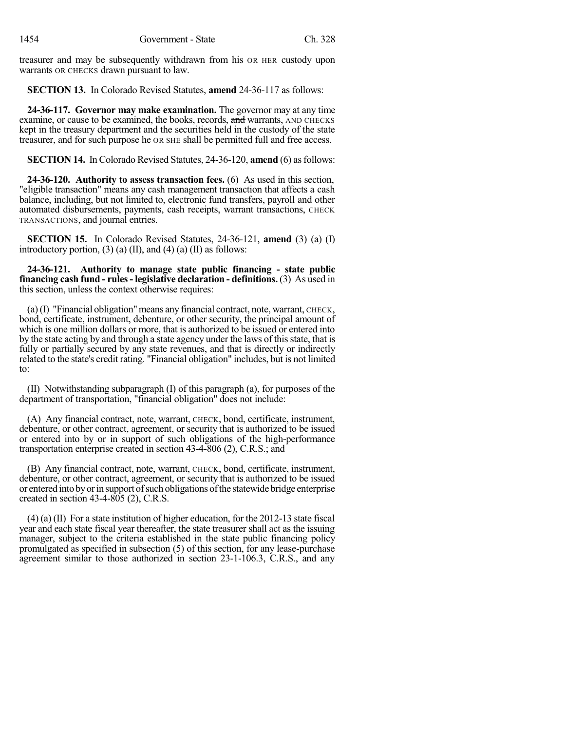treasurer and may be subsequently withdrawn from his OR HER custody upon warrants OR CHECKS drawn pursuant to law.

**SECTION 13.** In Colorado Revised Statutes, **amend** 24-36-117 as follows:

**24-36-117. Governor may make examination.** The governor may at any time examine, or cause to be examined, the books, records, ~~and~~ warrants, AND CHECKS kept in the treasury department and the securities held in the custody of the state treasurer, and for such purpose he OR SHE shall be permitted full and free access.

**SECTION 14.** In Colorado Revised Statutes, 24-36-120, **amend** (6) as follows:

**24-36-120. Authority to assess transaction fees.** (6) As used in this section, "eligible transaction" means any cash management transaction that affects a cash balance, including, but not limited to, electronic fund transfers, payroll and other automated disbursements, payments, cash receipts, warrant transactions, CHECK TRANSACTIONS, and journal entries.

**SECTION 15.** In Colorado Revised Statutes, 24-36-121, **amend** (3) (a) (I) introductory portion, (3) (a) (II), and (4) (a) (II) as follows:

**24-36-121. Authority to manage state public financing - state public financing cash fund - rules - legislative declaration - definitions.** (3) As used in this section, unless the context otherwise requires:

(a) (I) "Financial obligation" means any financial contract, note, warrant, CHECK, bond, certificate, instrument, debenture, or other security, the principal amount of which is one million dollars or more, that is authorized to be issued or entered into by the state acting by and through a state agency under the laws of this state, that is fully or partially secured by any state revenues, and that is directly or indirectly related to the state's credit rating. "Financial obligation" includes, but is not limited to:

(II) Notwithstanding subparagraph (I) of this paragraph (a), for purposes of the department of transportation, "financial obligation" does not include:

(A) Any financial contract, note, warrant, CHECK, bond, certificate, instrument, debenture, or other contract, agreement, or security that is authorized to be issued or entered into by or in support of such obligations of the high-performance transportation enterprise created in section 43-4-806 (2), C.R.S.; and

(B) Any financial contract, note, warrant, CHECK, bond, certificate, instrument, debenture, or other contract, agreement, or security that is authorized to be issued or entered into by or in support of such obligations of the statewide bridge enterprise created in section 43-4-805 (2), C.R.S.

(4) (a) (II) For a state institution of higher education, for the 2012-13 state fiscal year and each state fiscal year thereafter, the state treasurer shall act as the issuing manager, subject to the criteria established in the state public financing policy promulgated as specified in subsection (5) of this section, for any lease-purchase agreement similar to those authorized in section 23-1-106.3, C.R.S., and any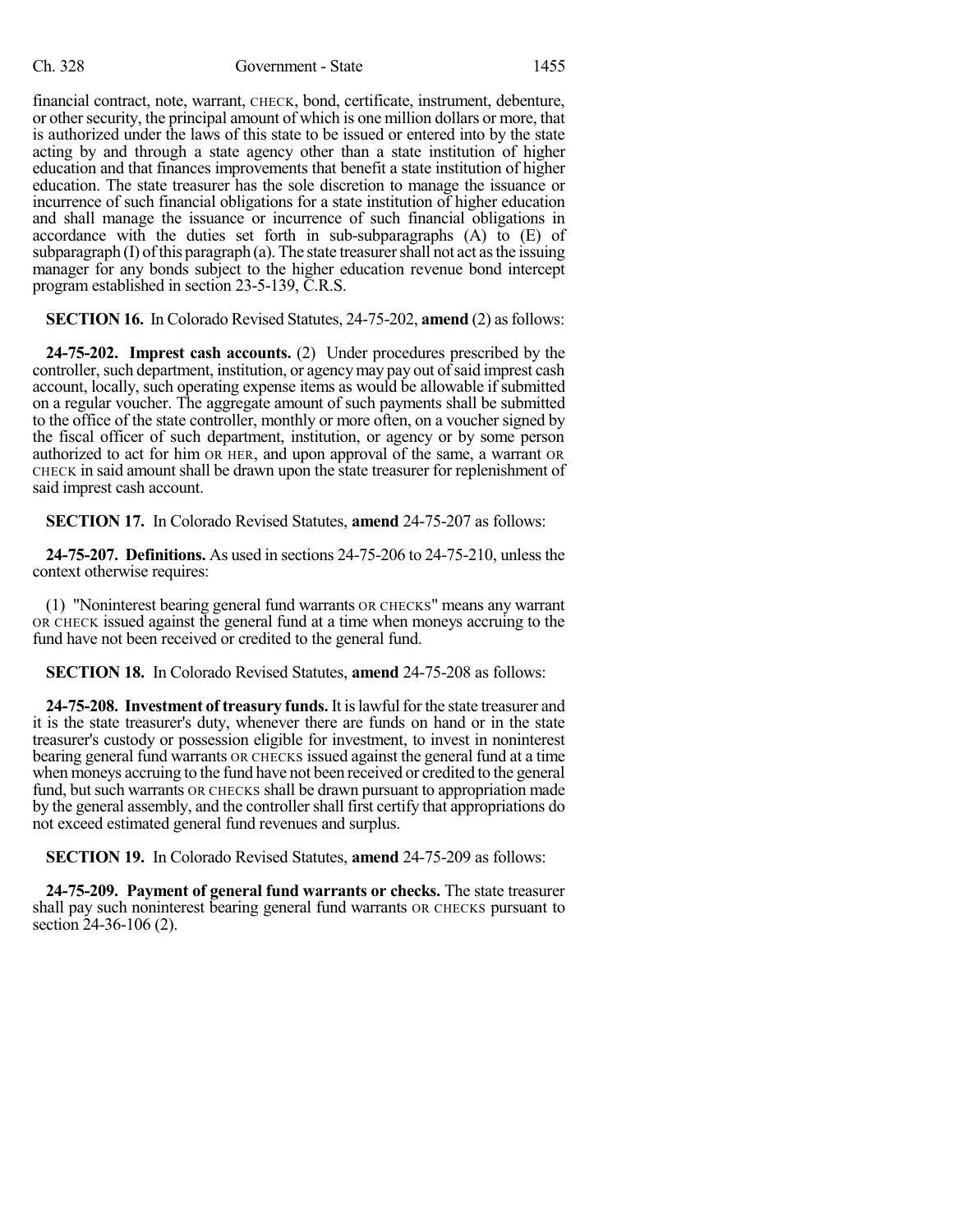financial contract, note, warrant, CHECK, bond, certificate, instrument, debenture, or other security, the principal amount of which is one million dollars or more, that is authorized under the laws of this state to be issued or entered into by the state acting by and through a state agency other than a state institution of higher education and that finances improvements that benefit a state institution of higher education. The state treasurer has the sole discretion to manage the issuance or incurrence of such financial obligations for a state institution of higher education and shall manage the issuance or incurrence of such financial obligations in accordance with the duties set forth in sub-subparagraphs (A) to (E) of subparagraph (I) of this paragraph (a). The state treasurer shall not act as the issuing manager for any bonds subject to the higher education revenue bond intercept program established in section 23-5-139, C.R.S.

**SECTION 16.** In Colorado Revised Statutes, 24-75-202, **amend** (2) as follows:

**24-75-202. Imprest cash accounts.** (2) Under procedures prescribed by the controller, such department, institution, or agency may pay out of said imprest cash account, locally, such operating expense items as would be allowable if submitted on a regular voucher. The aggregate amount of such payments shall be submitted to the office of the state controller, monthly or more often, on a voucher signed by the fiscal officer of such department, institution, or agency or by some person authorized to act for him OR HER, and upon approval of the same, a warrant OR CHECK in said amount shall be drawn upon the state treasurer for replenishment of said imprest cash account.

**SECTION 17.** In Colorado Revised Statutes, **amend** 24-75-207 as follows:

**24-75-207. Definitions.** As used in sections 24-75-206 to 24-75-210, unless the context otherwise requires:

(1) "Noninterest bearing general fund warrants OR CHECKS" means any warrant OR CHECK issued against the general fund at a time when moneys accruing to the fund have not been received or credited to the general fund.

**SECTION 18.** In Colorado Revised Statutes, **amend** 24-75-208 as follows:

**24-75-208. Investment of treasury funds.** It is lawful for the state treasurer and it is the state treasurer's duty, whenever there are funds on hand or in the state treasurer's custody or possession eligible for investment, to invest in noninterest bearing general fund warrants OR CHECKS issued against the general fund at a time when moneys accruing to the fund have not been received or credited to the general fund, but such warrants OR CHECKS shall be drawn pursuant to appropriation made by the general assembly, and the controller shall first certify that appropriations do not exceed estimated general fund revenues and surplus.

**SECTION 19.** In Colorado Revised Statutes, **amend** 24-75-209 as follows:

**24-75-209. Payment of general fund warrants or checks.** The state treasurer shall pay such noninterest bearing general fund warrants OR CHECKS pursuant to section 24-36-106 (2).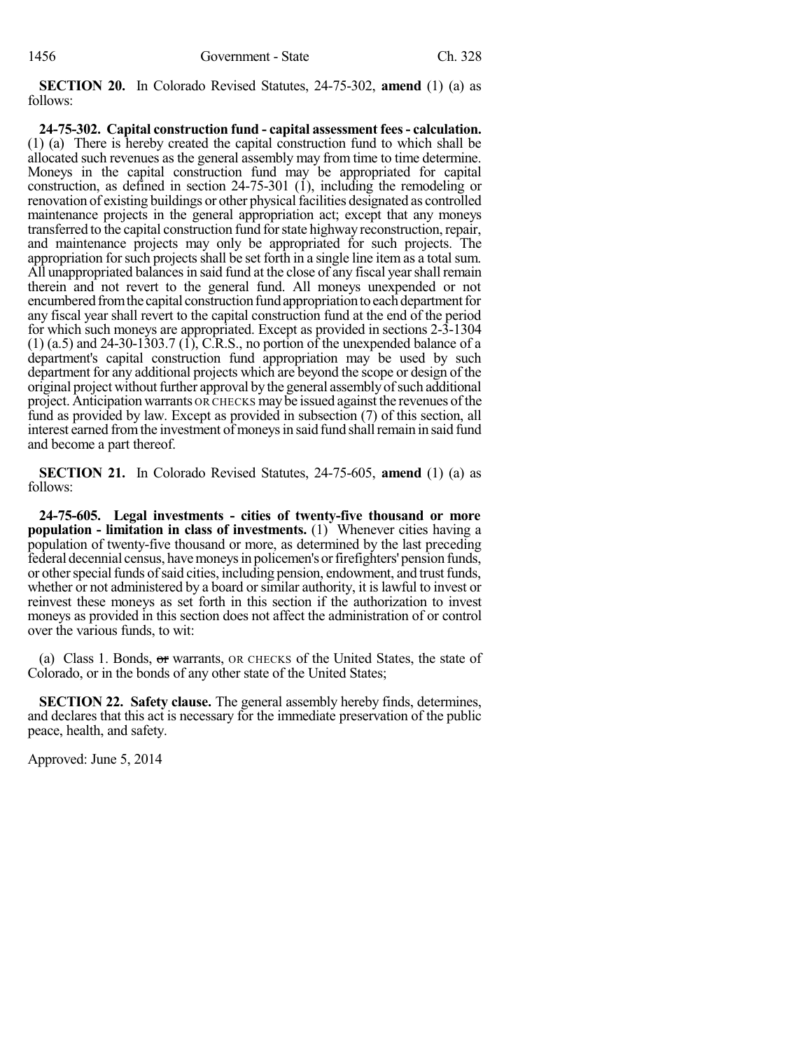**SECTION 20.** In Colorado Revised Statutes, 24-75-302, **amend** (1) (a) as follows:

**24-75-302. Capital construction fund - capital assessment fees - calculation.** (1) (a) There is hereby created the capital construction fund to which shall be allocated such revenues as the general assembly may from time to time determine. Moneys in the capital construction fund may be appropriated for capital construction, as defined in section 24-75-301 (1), including the remodeling or renovation of existing buildings or other physical facilities designated as controlled maintenance projects in the general appropriation act; except that any moneys transferred to the capital construction fund for state highway reconstruction, repair, and maintenance projects may only be appropriated for such projects. The appropriation for such projects shall be set forth in a single line item as a total sum. All unappropriated balances in said fund at the close of any fiscal year shall remain therein and not revert to the general fund. All moneys unexpended or not encumbered from the capital construction fund appropriation to each department for any fiscal year shall revert to the capital construction fund at the end of the period for which such moneys are appropriated. Except as provided in sections 2-3-1304 (1) (a.5) and 24-30-1303.7 (1), C.R.S., no portion of the unexpended balance of a department's capital construction fund appropriation may be used by such department for any additional projects which are beyond the scope or design of the original project without further approval by the general assembly of such additional project. Anticipation warrants OR CHECKS may be issued against the revenues of the fund as provided by law. Except as provided in subsection (7) of this section, all interest earned from the investment of moneys in said fund shall remain in said fund and become a part thereof.

**SECTION 21.** In Colorado Revised Statutes, 24-75-605, **amend** (1) (a) as follows:

**24-75-605. Legal investments - cities of twenty-five thousand or more population - limitation in class of investments.** (1) Whenever cities having a population of twenty-five thousand or more, as determined by the last preceding federal decennial census, have moneys in policemen's or firefighters' pension funds, or other special funds of said cities, including pension, endowment, and trust funds, whether or not administered by a board or similar authority, it is lawful to invest or reinvest these moneys as set forth in this section if the authorization to invest moneys as provided in this section does not affect the administration of or control over the various funds, to wit:

(a) Class 1. Bonds, ~~or~~ warrants, OR CHECKS of the United States, the state of Colorado, or in the bonds of any other state of the United States;

**SECTION 22. Safety clause.** The general assembly hereby finds, determines, and declares that this act is necessary for the immediate preservation of the public peace, health, and safety.

Approved: June 5, 2014